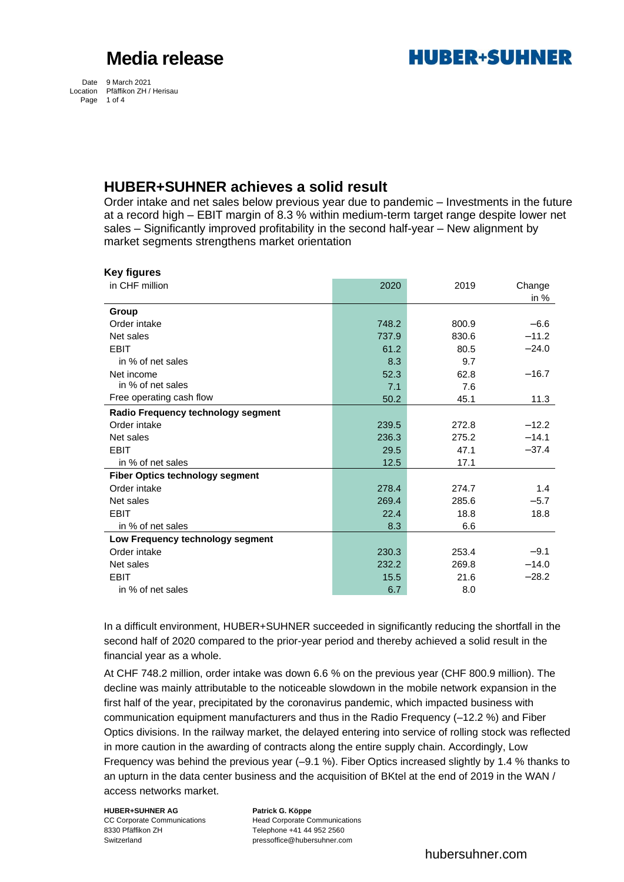# Media release

Date 9 March 2021
Location Pfäffikon ZH / Herisau

## HUBER+SUHNER achieves a solid result

Order intake and net sales below previous year due to pandemic – Investments in the future at a record high – EBIT margin of 8.3 % within medium-term target range despite lower net sales – Significantly improved profitability in the second half-year – New alignment by market segments strengthens market orientation

**Key figures**

| in CHF million | 2020 | 2019 | Change in % |
|---|---|---|---|
| **Group** | | | |
| Order intake | 748.2 | 800.9 | –6.6 |
| Net sales | 737.9 | 830.6 | –11.2 |
| EBIT | 61.2 | 80.5 | –24.0 |
| in % of net sales | 8.3 | 9.7 | |
| Net income | 52.3 | 62.8 | –16.7 |
| in % of net sales | 7.1 | 7.6 | |
| Free operating cash flow | 50.2 | 45.1 | 11.3 |
| **Radio Frequency technology segment** | | | |
| Order intake | 239.5 | 272.8 | –12.2 |
| Net sales | 236.3 | 275.2 | –14.1 |
| EBIT | 29.5 | 47.1 | –37.4 |
| in % of net sales | 12.5 | 17.1 | |
| **Fiber Optics technology segment** | | | |
| Order intake | 278.4 | 274.7 | 1.4 |
| Net sales | 269.4 | 285.6 | –5.7 |
| EBIT | 22.4 | 18.8 | 18.8 |
| in % of net sales | 8.3 | 6.6 | |
| **Low Frequency technology segment** | | | |
| Order intake | 230.3 | 253.4 | –9.1 |
| Net sales | 232.2 | 269.8 | –14.0 |
| EBIT | 15.5 | 21.6 | –28.2 |
| in % of net sales | 6.7 | 8.0 | |

In a difficult environment, HUBER+SUHNER succeeded in significantly reducing the shortfall in the second half of 2020 compared to the prior-year period and thereby achieved a solid result in the financial year as a whole.

At CHF 748.2 million, order intake was down 6.6 % on the previous year (CHF 800.9 million). The decline was mainly attributable to the noticeable slowdown in the mobile network expansion in the first half of the year, precipitated by the coronavirus pandemic, which impacted business with communication equipment manufacturers and thus in the Radio Frequency (–12.2 %) and Fiber Optics divisions. In the railway market, the delayed entering into service of rolling stock was reflected in more caution in the awarding of contracts along the entire supply chain. Accordingly, Low Frequency was behind the previous year (–9.1 %). Fiber Optics increased slightly by 1.4 % thanks to an upturn in the data center business and the acquisition of BKtel at the end of 2019 in the WAN / access networks market.

**HUBER+SUHNER AG**
CC Corporate Communications
8330 Pfäffikon ZH
Switzerland

**Patrick G. Köppe**
Head Corporate Communications
Telephone +41 44 952 2560
pressoffice@hubersuhner.com

hubersuhner.com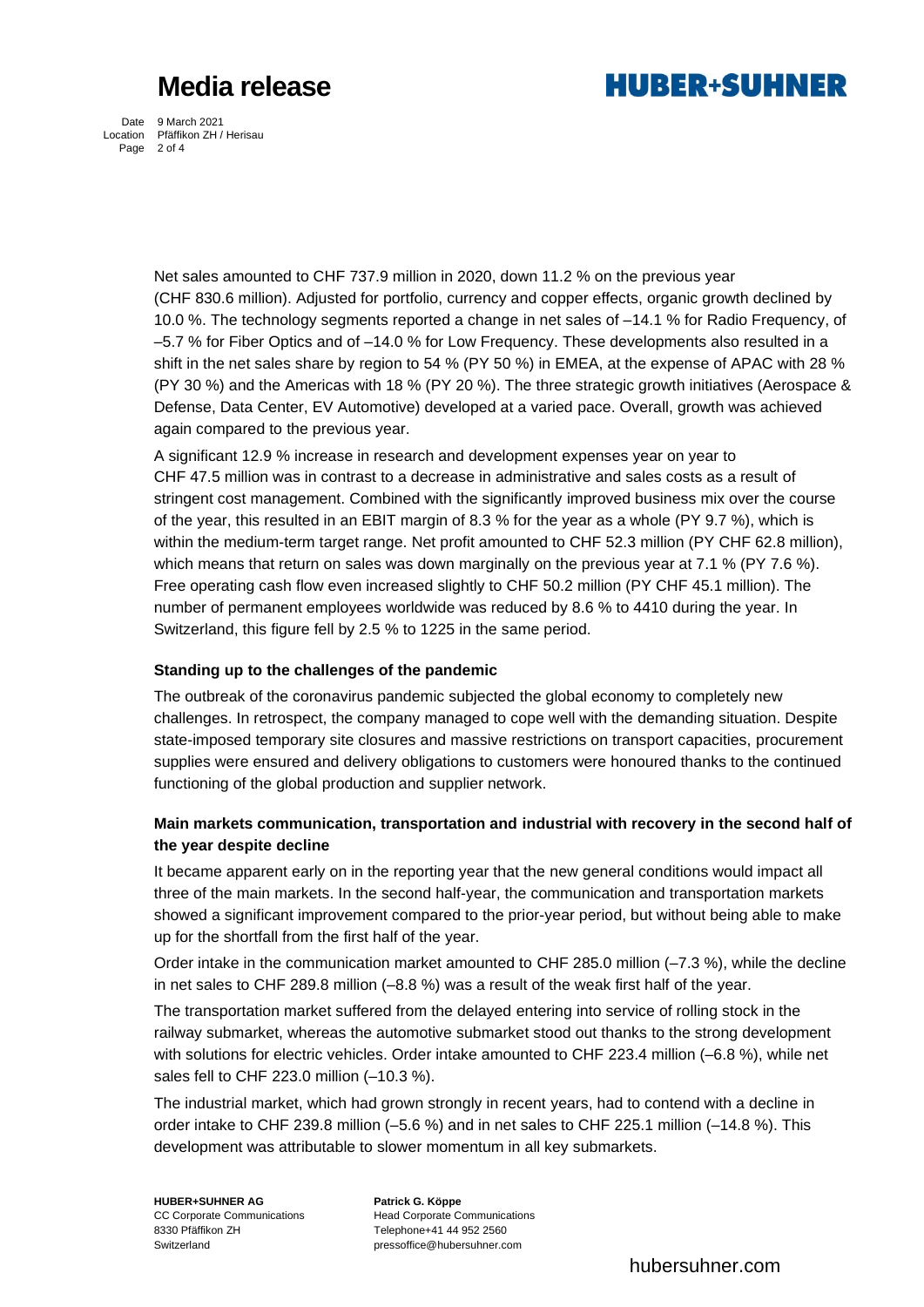Net sales amounted to CHF 737.9 million in 2020, down 11.2 % on the previous year (CHF 830.6 million). Adjusted for portfolio, currency and copper effects, organic growth declined by 10.0 %. The technology segments reported a change in net sales of –14.1 % for Radio Frequency, of –5.7 % for Fiber Optics and of –14.0 % for Low Frequency. These developments also resulted in a shift in the net sales share by region to 54 % (PY 50 %) in EMEA, at the expense of APAC with 28 % (PY 30 %) and the Americas with 18 % (PY 20 %). The three strategic growth initiatives (Aerospace & Defense, Data Center, EV Automotive) developed at a varied pace. Overall, growth was achieved again compared to the previous year.

A significant 12.9 % increase in research and development expenses year on year to CHF 47.5 million was in contrast to a decrease in administrative and sales costs as a result of stringent cost management. Combined with the significantly improved business mix over the course of the year, this resulted in an EBIT margin of 8.3 % for the year as a whole (PY 9.7 %), which is within the medium-term target range. Net profit amounted to CHF 52.3 million (PY CHF 62.8 million), which means that return on sales was down marginally on the previous year at 7.1 % (PY 7.6 %). Free operating cash flow even increased slightly to CHF 50.2 million (PY CHF 45.1 million). The number of permanent employees worldwide was reduced by 8.6 % to 4410 during the year. In Switzerland, this figure fell by 2.5 % to 1225 in the same period.

**Standing up to the challenges of the pandemic**

The outbreak of the coronavirus pandemic subjected the global economy to completely new challenges. In retrospect, the company managed to cope well with the demanding situation. Despite state-imposed temporary site closures and massive restrictions on transport capacities, procurement supplies were ensured and delivery obligations to customers were honoured thanks to the continued functioning of the global production and supplier network.

**Main markets communication, transportation and industrial with recovery in the second half of the year despite decline**

It became apparent early on in the reporting year that the new general conditions would impact all three of the main markets. In the second half-year, the communication and transportation markets showed a significant improvement compared to the prior-year period, but without being able to make up for the shortfall from the first half of the year.

Order intake in the communication market amounted to CHF 285.0 million (–7.3 %), while the decline in net sales to CHF 289.8 million (–8.8 %) was a result of the weak first half of the year.

The transportation market suffered from the delayed entering into service of rolling stock in the railway submarket, whereas the automotive submarket stood out thanks to the strong development with solutions for electric vehicles. Order intake amounted to CHF 223.4 million (–6.8 %), while net sales fell to CHF 223.0 million (–10.3 %).

The industrial market, which had grown strongly in recent years, had to contend with a decline in order intake to CHF 239.8 million (–5.6 %) and in net sales to CHF 225.1 million (–14.8 %). This development was attributable to slower momentum in all key submarkets.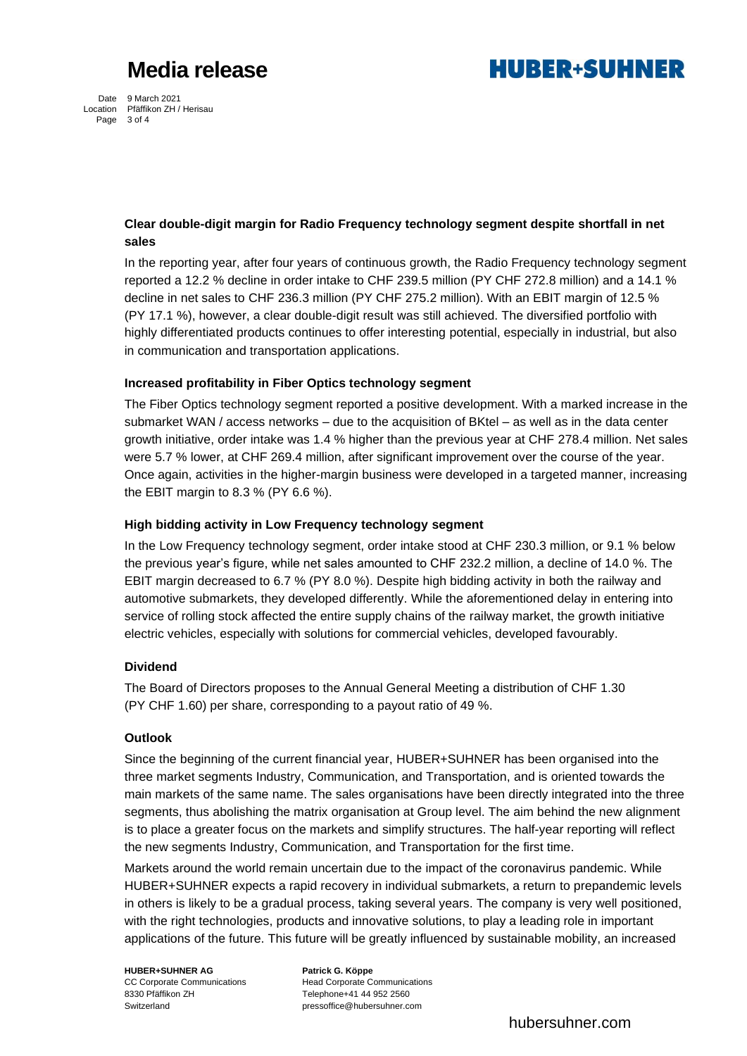**Clear double-digit margin for Radio Frequency technology segment despite shortfall in net sales**

In the reporting year, after four years of continuous growth, the Radio Frequency technology segment reported a 12.2 % decline in order intake to CHF 239.5 million (PY CHF 272.8 million) and a 14.1 % decline in net sales to CHF 236.3 million (PY CHF 275.2 million). With an EBIT margin of 12.5 % (PY 17.1 %), however, a clear double-digit result was still achieved. The diversified portfolio with highly differentiated products continues to offer interesting potential, especially in industrial, but also in communication and transportation applications.

**Increased profitability in Fiber Optics technology segment**

The Fiber Optics technology segment reported a positive development. With a marked increase in the submarket WAN / access networks – due to the acquisition of BKtel – as well as in the data center growth initiative, order intake was 1.4 % higher than the previous year at CHF 278.4 million. Net sales were 5.7 % lower, at CHF 269.4 million, after significant improvement over the course of the year. Once again, activities in the higher-margin business were developed in a targeted manner, increasing the EBIT margin to 8.3 % (PY 6.6 %).

**High bidding activity in Low Frequency technology segment**

In the Low Frequency technology segment, order intake stood at CHF 230.3 million, or 9.1 % below the previous year's figure, while net sales amounted to CHF 232.2 million, a decline of 14.0 %. The EBIT margin decreased to 6.7 % (PY 8.0 %). Despite high bidding activity in both the railway and automotive submarkets, they developed differently. While the aforementioned delay in entering into service of rolling stock affected the entire supply chains of the railway market, the growth initiative electric vehicles, especially with solutions for commercial vehicles, developed favourably.

**Dividend**

The Board of Directors proposes to the Annual General Meeting a distribution of CHF 1.30 (PY CHF 1.60) per share, corresponding to a payout ratio of 49 %.

**Outlook**

Since the beginning of the current financial year, HUBER+SUHNER has been organised into the three market segments Industry, Communication, and Transportation, and is oriented towards the main markets of the same name. The sales organisations have been directly integrated into the three segments, thus abolishing the matrix organisation at Group level. The aim behind the new alignment is to place a greater focus on the markets and simplify structures. The half-year reporting will reflect the new segments Industry, Communication, and Transportation for the first time.

Markets around the world remain uncertain due to the impact of the coronavirus pandemic. While HUBER+SUHNER expects a rapid recovery in individual submarkets, a return to prepandemic levels in others is likely to be a gradual process, taking several years. The company is very well positioned, with the right technologies, products and innovative solutions, to play a leading role in important applications of the future. This future will be greatly influenced by sustainable mobility, an increased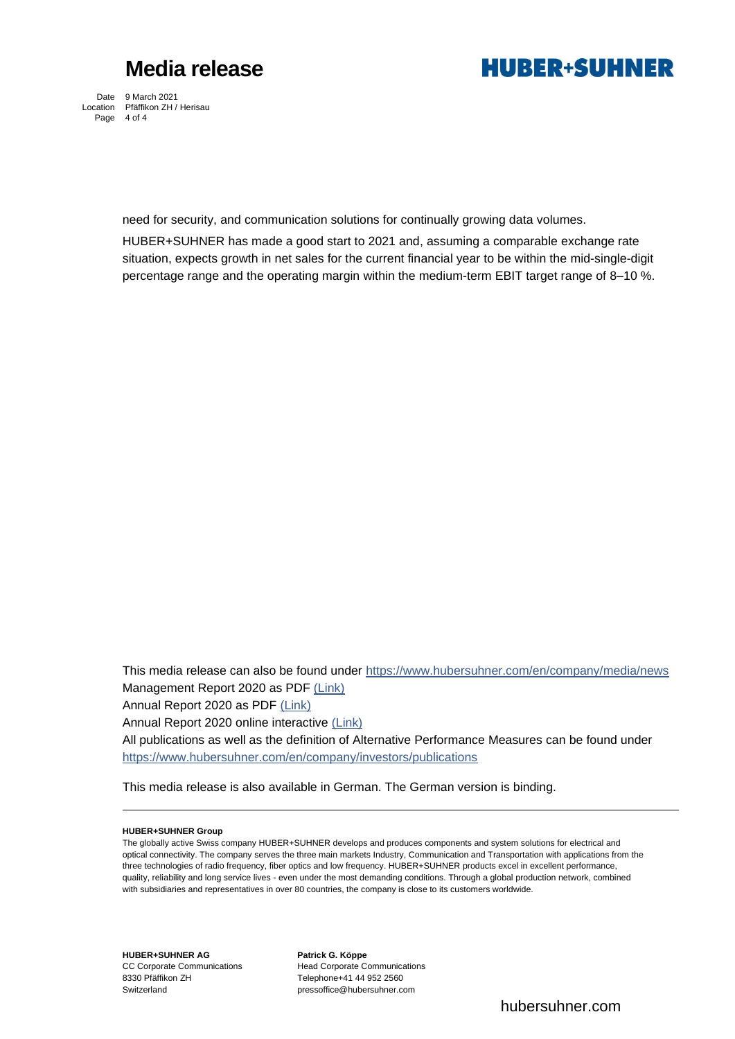need for security, and communication solutions for continually growing data volumes.

HUBER+SUHNER has made a good start to 2021 and, assuming a comparable exchange rate situation, expects growth in net sales for the current financial year to be within the mid-single-digit percentage range and the operating margin within the medium-term EBIT target range of 8–10 %.

This media release can also be found under https://www.hubersuhner.com/en/company/media/news
Management Report 2020 as PDF (Link)
Annual Report 2020 as PDF (Link)
Annual Report 2020 online interactive (Link)
All publications as well as the definition of Alternative Performance Measures can be found under https://www.hubersuhner.com/en/company/investors/publications

This media release is also available in German. The German version is binding.

---

**HUBER+SUHNER Group**

The globally active Swiss company HUBER+SUHNER develops and produces components and system solutions for electrical and optical connectivity. The company serves the three main markets Industry, Communication and Transportation with applications from the three technologies of radio frequency, fiber optics and low frequency. HUBER+SUHNER products excel in excellent performance, quality, reliability and long service lives - even under the most demanding conditions. Through a global production network, combined with subsidiaries and representatives in over 80 countries, the company is close to its customers worldwide.

**HUBER+SUHNER AG**
CC Corporate Communications
8330 Pfäffikon ZH
Switzerland

**Patrick G. Köppe**
Head Corporate Communications
Telephone+41 44 952 2560
pressoffice@hubersuhner.com

hubersuhner.com